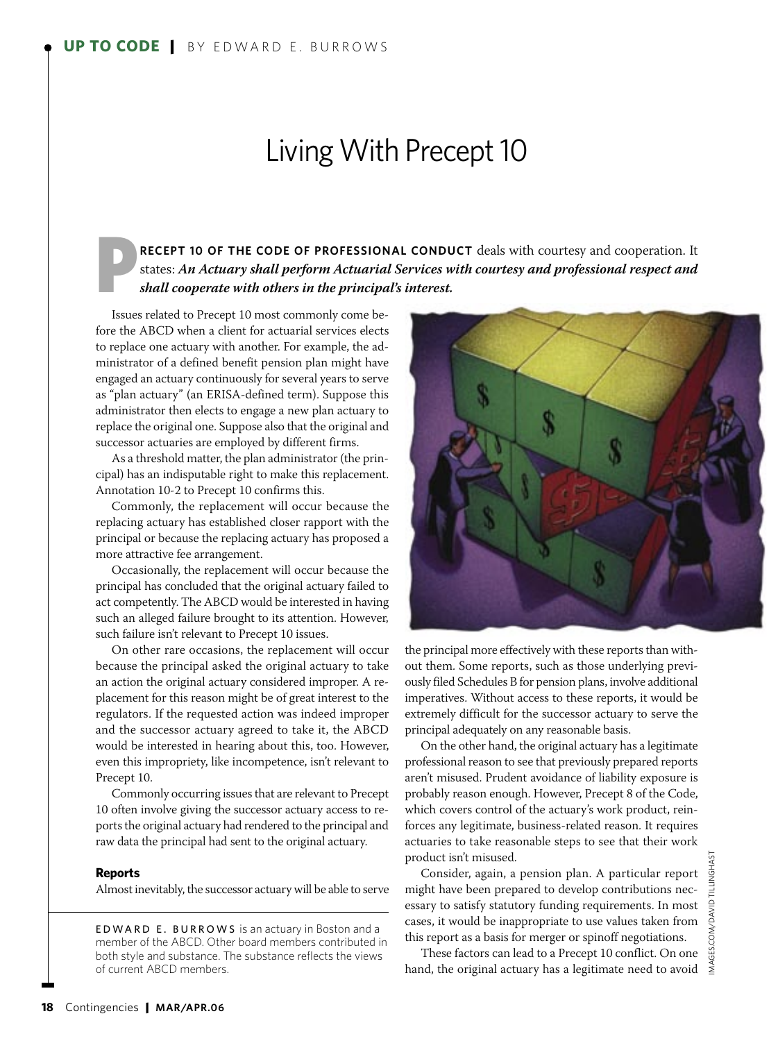UP TO CODE | BY EDWARD E. BURROWS

# Living With Precept 10

**PRECEPT 10 OF THE CODE OF PROFESSIONAL CONDUCT** deals with courtesy and cooperation. It states: ***An Actuary shall perform Actuarial Services with courtesy and professional respect and shall cooperate with others in the principal's interest.***

Issues related to Precept 10 most commonly come before the ABCD when a client for actuarial services elects to replace one actuary with another. For example, the administrator of a defined benefit pension plan might have engaged an actuary continuously for several years to serve as "plan actuary" (an ERISA-defined term). Suppose this administrator then elects to engage a new plan actuary to replace the original one. Suppose also that the original and successor actuaries are employed by different firms.

As a threshold matter, the plan administrator (the principal) has an indisputable right to make this replacement. Annotation 10-2 to Precept 10 confirms this.

Commonly, the replacement will occur because the replacing actuary has established closer rapport with the principal or because the replacing actuary has proposed a more attractive fee arrangement.

Occasionally, the replacement will occur because the principal has concluded that the original actuary failed to act competently. The ABCD would be interested in having such an alleged failure brought to its attention. However, such failure isn't relevant to Precept 10 issues.

On other rare occasions, the replacement will occur because the principal asked the original actuary to take an action the original actuary considered improper. A replacement for this reason might be of great interest to the regulators. If the requested action was indeed improper and the successor actuary agreed to take it, the ABCD would be interested in hearing about this, too. However, even this impropriety, like incompetence, isn't relevant to Precept 10.

Commonly occurring issues that are relevant to Precept 10 often involve giving the successor actuary access to reports the original actuary had rendered to the principal and raw data the principal had sent to the original actuary.

### Reports

Almost inevitably, the successor actuary will be able to serve the principal more effectively with these reports than without them. Some reports, such as those underlying previously filed Schedules B for pension plans, involve additional imperatives. Without access to these reports, it would be extremely difficult for the successor actuary to serve the principal adequately on any reasonable basis.

On the other hand, the original actuary has a legitimate professional reason to see that previously prepared reports aren't misused. Prudent avoidance of liability exposure is probably reason enough. However, Precept 8 of the Code, which covers control of the actuary's work product, reinforces any legitimate, business-related reason. It requires actuaries to take reasonable steps to see that their work product isn't misused.

Consider, again, a pension plan. A particular report might have been prepared to develop contributions necessary to satisfy statutory funding requirements. In most cases, it would be inappropriate to use values taken from this report as a basis for merger or spinoff negotiations.

These factors can lead to a Precept 10 conflict. On one hand, the original actuary has a legitimate need to avoid

IMAGES.COM/DAVID TILLINGHAST

EDWARD E. BURROWS is an actuary in Boston and a member of the ABCD. Other board members contributed in both style and substance. The substance reflects the views of current ABCD members.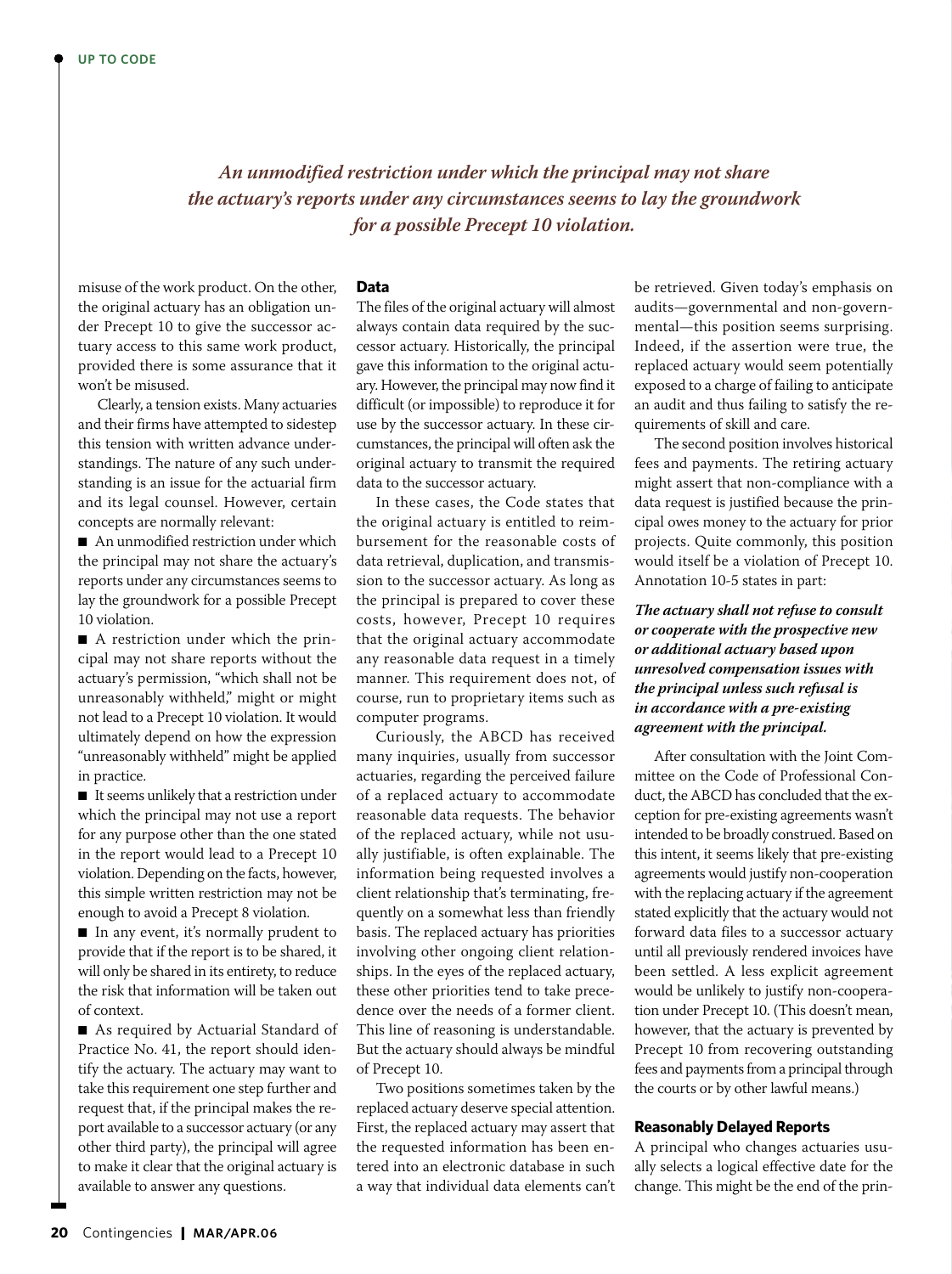*An unmodified restriction under which the principal may not share the actuary's reports under any circumstances seems to lay the groundwork for a possible Precept 10 violation.*

misuse of the work product. On the other, the original actuary has an obligation under Precept 10 to give the successor actuary access to this same work product, provided there is some assurance that it won't be misused.

Clearly, a tension exists. Many actuaries and their firms have attempted to sidestep this tension with written advance understandings. The nature of any such understanding is an issue for the actuarial firm and its legal counsel. However, certain concepts are normally relevant:

- An unmodified restriction under which the principal may not share the actuary's reports under any circumstances seems to lay the groundwork for a possible Precept 10 violation.
- A restriction under which the principal may not share reports without the actuary's permission, "which shall not be unreasonably withheld," might or might not lead to a Precept 10 violation. It would ultimately depend on how the expression "unreasonably withheld" might be applied in practice.
- It seems unlikely that a restriction under which the principal may not use a report for any purpose other than the one stated in the report would lead to a Precept 10 violation. Depending on the facts, however, this simple written restriction may not be enough to avoid a Precept 8 violation.
- In any event, it's normally prudent to provide that if the report is to be shared, it will only be shared in its entirety, to reduce the risk that information will be taken out of context.
- As required by Actuarial Standard of Practice No. 41, the report should identify the actuary. The actuary may want to take this requirement one step further and request that, if the principal makes the report available to a successor actuary (or any other third party), the principal will agree to make it clear that the original actuary is available to answer any questions.

## Data

The files of the original actuary will almost always contain data required by the successor actuary. Historically, the principal gave this information to the original actuary. However, the principal may now find it difficult (or impossible) to reproduce it for use by the successor actuary. In these circumstances, the principal will often ask the original actuary to transmit the required data to the successor actuary.

In these cases, the Code states that the original actuary is entitled to reimbursement for the reasonable costs of data retrieval, duplication, and transmission to the successor actuary. As long as the principal is prepared to cover these costs, however, Precept 10 requires that the original actuary accommodate any reasonable data request in a timely manner. This requirement does not, of course, run to proprietary items such as computer programs.

Curiously, the ABCD has received many inquiries, usually from successor actuaries, regarding the perceived failure of a replaced actuary to accommodate reasonable data requests. The behavior of the replaced actuary, while not usually justifiable, is often explainable. The information being requested involves a client relationship that's terminating, frequently on a somewhat less than friendly basis. The replaced actuary has priorities involving other ongoing client relationships. In the eyes of the replaced actuary, these other priorities tend to take precedence over the needs of a former client. This line of reasoning is understandable. But the actuary should always be mindful of Precept 10.

Two positions sometimes taken by the replaced actuary deserve special attention. First, the replaced actuary may assert that the requested information has been entered into an electronic database in such a way that individual data elements can't be retrieved. Given today's emphasis on audits—governmental and non-governmental—this position seems surprising. Indeed, if the assertion were true, the replaced actuary would seem potentially exposed to a charge of failing to anticipate an audit and thus failing to satisfy the requirements of skill and care.

The second position involves historical fees and payments. The retiring actuary might assert that non-compliance with a data request is justified because the principal owes money to the actuary for prior projects. Quite commonly, this position would itself be a violation of Precept 10. Annotation 10-5 states in part:

> ***The actuary shall not refuse to consult or cooperate with the prospective new or additional actuary based upon unresolved compensation issues with the principal unless such refusal is in accordance with a pre-existing agreement with the principal.***

After consultation with the Joint Committee on the Code of Professional Conduct, the ABCD has concluded that the exception for pre-existing agreements wasn't intended to be broadly construed. Based on this intent, it seems likely that pre-existing agreements would justify non-cooperation with the replacing actuary if the agreement stated explicitly that the actuary would not forward data files to a successor actuary until all previously rendered invoices have been settled. A less explicit agreement would be unlikely to justify non-cooperation under Precept 10. (This doesn't mean, however, that the actuary is prevented by Precept 10 from recovering outstanding fees and payments from a principal through the courts or by other lawful means.)

## Reasonably Delayed Reports

A principal who changes actuaries usually selects a logical effective date for the change. This might be the end of the prin-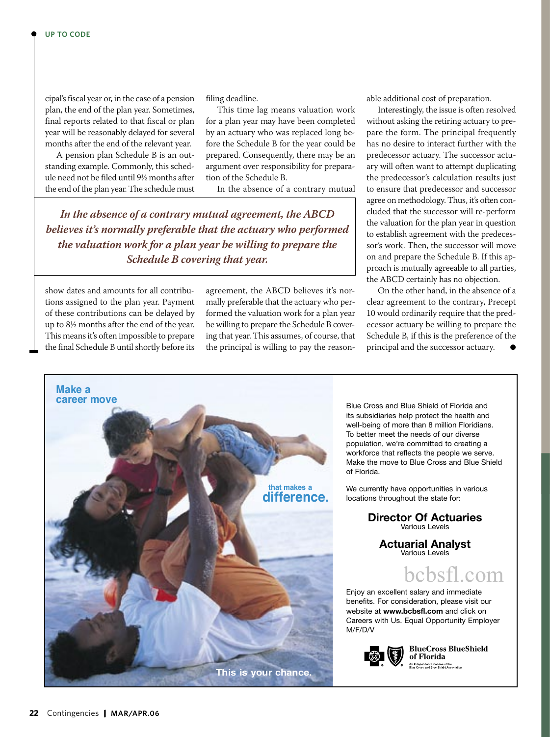cipal's fiscal year or, in the case of a pension plan, the end of the plan year. Sometimes, final reports related to that fiscal or plan year will be reasonably delayed for several months after the end of the relevant year.

A pension plan Schedule B is an outstanding example. Commonly, this schedule need not be filed until 9½ months after the end of the plan year. The schedule must show dates and amounts for all contributions assigned to the plan year. Payment of these contributions can be delayed by up to 8½ months after the end of the year. This means it's often impossible to prepare the final Schedule B until shortly before its filing deadline.

This time lag means valuation work for a plan year may have been completed by an actuary who was replaced long before the Schedule B for the year could be prepared. Consequently, there may be an argument over responsibility for preparation of the Schedule B.

In the absence of a contrary mutual agreement, the ABCD believes it's normally preferable that the actuary who performed the valuation work for a plan year be willing to prepare the Schedule B covering that year. This assumes, of course, that the principal is willing to pay the reasonable additional cost of preparation.

> *In the absence of a contrary mutual agreement, the ABCD believes it's normally preferable that the actuary who performed the valuation work for a plan year be willing to prepare the Schedule B covering that year.*

Interestingly, the issue is often resolved without asking the retiring actuary to prepare the form. The principal frequently has no desire to interact further with the predecessor actuary. The successor actuary will often want to attempt duplicating the predecessor's calculation results just to ensure that predecessor and successor agree on methodology. Thus, it's often concluded that the successor will re-perform the valuation for the plan year in question to establish agreement with the predecessor's work. Then, the successor will move on and prepare the Schedule B. If this approach is mutually agreeable to all parties, the ABCD certainly has no objection.

On the other hand, in the absence of a clear agreement to the contrary, Precept 10 would ordinarily require that the predecessor actuary be willing to prepare the Schedule B, if this is the preference of the principal and the successor actuary. ●

---

**Make a career move**

**that makes a difference.**

**This is your chance.**

Blue Cross and Blue Shield of Florida and its subsidiaries help protect the health and well-being of more than 8 million Floridians. To better meet the needs of our diverse population, we're committed to creating a workforce that reflects the people we serve. Make the move to Blue Cross and Blue Shield of Florida.

We currently have opportunities in various locations throughout the state for:

**Director Of Actuaries**
Various Levels

**Actuarial Analyst**
Various Levels

bcbsfl.com

Enjoy an excellent salary and immediate benefits. For consideration, please visit our website at **www.bcbsfl.com** and click on Careers with Us. Equal Opportunity Employer M/F/D/V

**BlueCross BlueShield of Florida**
An Independent Licensee of the Blue Cross and Blue Shield Association